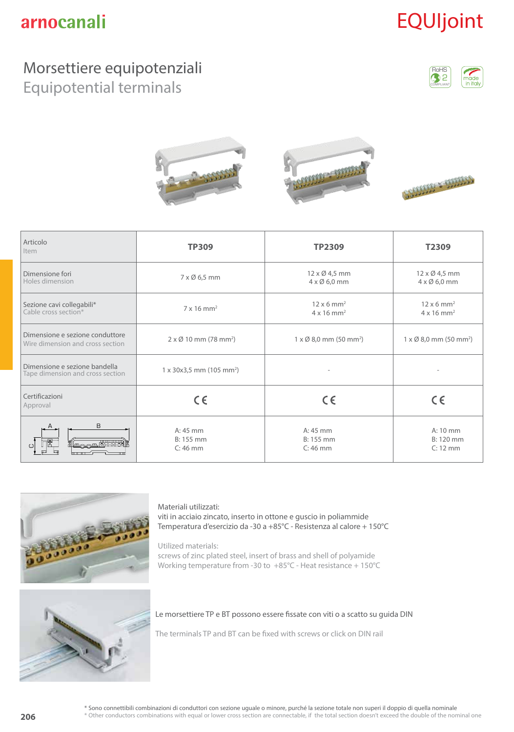arnocanali

# EQUIjoint

## Morsettiere equipotenziali
## Equipotential terminals

| Articolo<br>Item | TP309 | TP2309 | T2309 |
|---|---|---|---|
| Dimensione fori<br>Holes dimension | 7 x Ø 6,5 mm | 12 x Ø 4,5 mm<br>4 x Ø 6,0 mm | 12 x Ø 4,5 mm<br>4 x Ø 6,0 mm |
| Sezione cavi collegabili*<br>Cable cross section* | 7 x 16 mm$^2$ | 12 x 6 mm$^2$<br>4 x 16 mm$^2$ | 12 x 6 mm$^2$<br>4 x 16 mm$^2$ |
| Dimensione e sezione conduttore<br>Wire dimension and cross section | 2 x Ø 10 mm (78 mm$^2$) | 1 x Ø 8,0 mm (50 mm$^2$) | 1 x Ø 8,0 mm (50 mm$^2$) |
| Dimensione e sezione bandella<br>Tape dimension and cross section | 1 x 30x3,5 mm (105 mm$^2$) | - | - |
| Certificazioni<br>Approval | CE | CE | CE |
| A / B / C | A: 45 mm<br>B: 155 mm<br>C: 46 mm | A: 45 mm<br>B: 155 mm<br>C: 46 mm | A: 10 mm<br>B: 120 mm<br>C: 12 mm |

Materiali utilizzati:
viti in acciaio zincato, inserto in ottone e guscio in poliammide
Temperatura d'esercizio da -30 a +85°C - Resistenza al calore + 150°C

Utilized materials:
screws of zinc plated steel, insert of brass and shell of polyamide
Working temperature from -30 to +85°C - Heat resistance + 150°C

Le morsettiere TP e BT possono essere fissate con viti o a scatto su guida DIN

The terminals TP and BT can be fixed with screws or click on DIN rail

\* Sono connettibili combinazioni di conduttori con sezione uguale o minore, purché la sezione totale non superi il doppio di quella nominale
\* Other conductors combinations with equal or lower cross section are connectable, if the total section doesn't exceed the double of the nominal one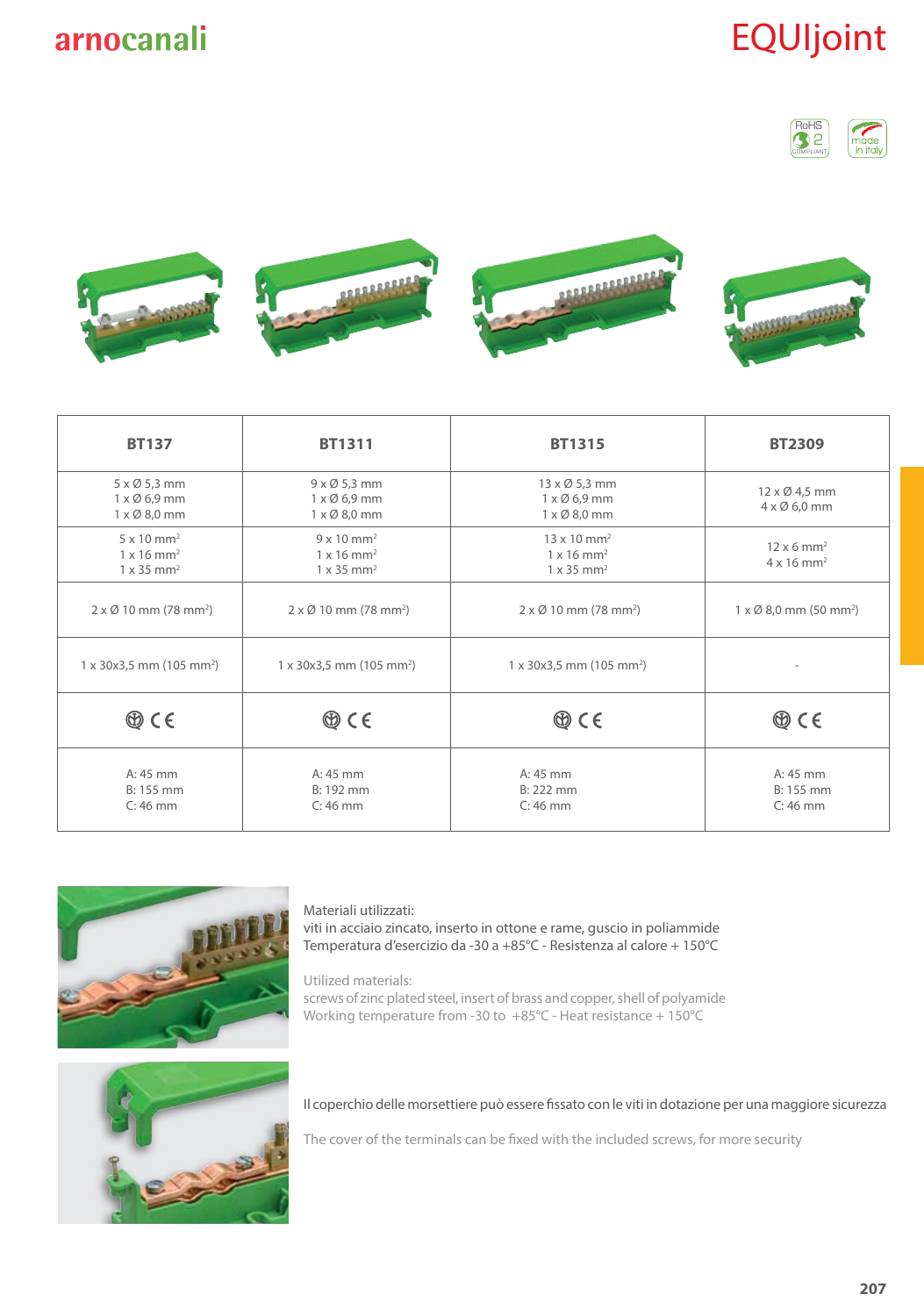# EQUIjoint

| BT137 | BT1311 | BT1315 | BT2309 |
|---|---|---|---|
| 5 x Ø 5,3 mm<br>1 x Ø 6,9 mm<br>1 x Ø 8,0 mm | 9 x Ø 5,3 mm<br>1 x Ø 6,9 mm<br>1 x Ø 8,0 mm | 13 x Ø 5,3 mm<br>1 x Ø 6,9 mm<br>1 x Ø 8,0 mm | 12 x Ø 4,5 mm<br>4 x Ø 6,0 mm |
| 5 x 10 mm²<br>1 x 16 mm²<br>1 x 35 mm² | 9 x 10 mm²<br>1 x 16 mm²<br>1 x 35 mm² | 13 x 10 mm²<br>1 x 16 mm²<br>1 x 35 mm² | 12 x 6 mm²<br>4 x 16 mm² |
| 2 x Ø 10 mm (78 mm²) | 2 x Ø 10 mm (78 mm²) | 2 x Ø 10 mm (78 mm²) | 1 x Ø 8,0 mm (50 mm²) |
| 1 x 30x3,5 mm (105 mm²) | 1 x 30x3,5 mm (105 mm²) | 1 x 30x3,5 mm (105 mm²) | - |
| CE | CE | CE | CE |
| A: 45 mm<br>B: 155 mm<br>C: 46 mm | A: 45 mm<br>B: 192 mm<br>C: 46 mm | A: 45 mm<br>B: 222 mm<br>C: 46 mm | A: 45 mm<br>B: 155 mm<br>C: 46 mm |

Materiali utilizzati:
viti in acciaio zincato, inserto in ottone e rame, guscio in poliammide
Temperatura d'esercizio da -30 a +85°C - Resistenza al calore + 150°C

Utilized materials:
screws of zinc plated steel, insert of brass and copper, shell of polyamide
Working temperature from -30 to +85°C - Heat resistance + 150°C

Il coperchio delle morsettiere può essere fissato con le viti in dotazione per una maggiore sicurezza

The cover of the terminals can be fixed with the included screws, for more security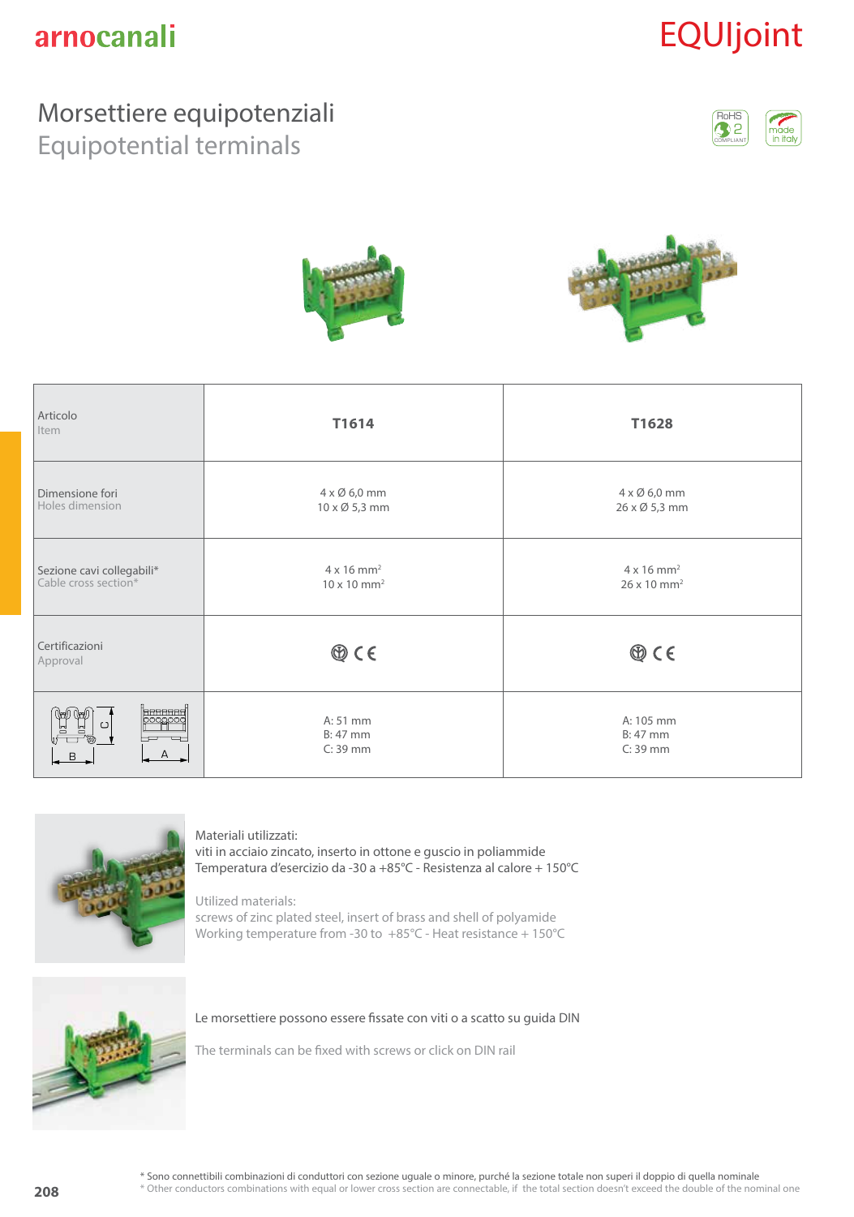arnocanali

# EQUIjoint

## Morsettiere equipotenziali
## Equipotential terminals

RoHS 2 COMPLIANT — made in italy

| Articolo / Item | T1614 | T1628 |
|---|---|---|
| Dimensione fori / Holes dimension | 4 x Ø 6,0 mm<br>10 x Ø 5,3 mm | 4 x Ø 6,0 mm<br>26 x Ø 5,3 mm |
| Sezione cavi collegabili* / Cable cross section* | 4 x 16 mm²<br>10 x 10 mm² | 4 x 16 mm²<br>26 x 10 mm² |
| Certificazioni / Approval | CE | CE |
| A / B / C | A: 51 mm<br>B: 47 mm<br>C: 39 mm | A: 105 mm<br>B: 47 mm<br>C: 39 mm |

Materiali utilizzati:
viti in acciaio zincato, inserto in ottone e guscio in poliammide
Temperatura d'esercizio da -30 a +85°C - Resistenza al calore + 150°C

Utilized materials:
screws of zinc plated steel, insert of brass and shell of polyamide
Working temperature from -30 to +85°C - Heat resistance + 150°C

Le morsettiere possono essere fissate con viti o a scatto su guida DIN

The terminals can be fixed with screws or click on DIN rail

* Sono connettibili combinazioni di conduttori con sezione uguale o minore, purché la sezione totale non superi il doppio di quella nominale
* Other conductors combinations with equal or lower cross section are connectable, if the total section doesn't exceed the double of the nominal one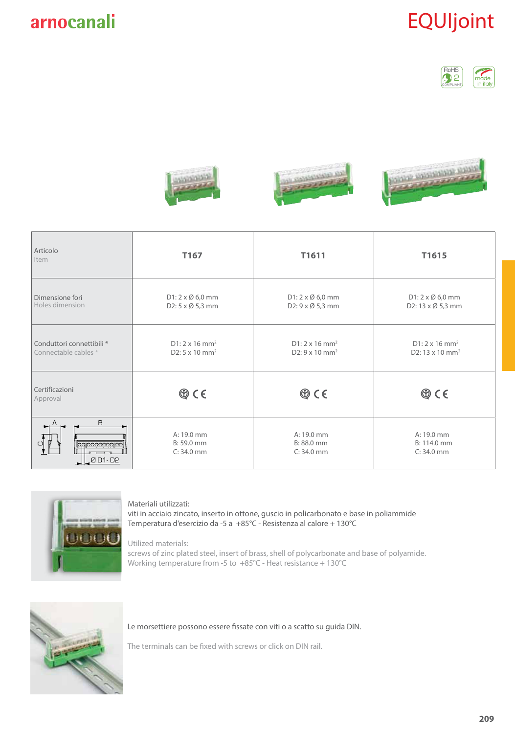# EQUIjoint

| Articolo<br>Item | T167 | T1611 | T1615 |
|---|---|---|---|
| Dimensione fori<br>Holes dimension | D1: 2 x Ø 6,0 mm<br>D2: 5 x Ø 5,3 mm | D1: 2 x Ø 6,0 mm<br>D2: 9 x Ø 5,3 mm | D1: 2 x Ø 6,0 mm<br>D2: 13 x Ø 5,3 mm |
| Conduttori connettibili *<br>Connectable cables * | D1: 2 x 16 mm²<br>D2: 5 x 10 mm² | D1: 2 x 16 mm²<br>D2: 9 x 10 mm² | D1: 2 x 16 mm²<br>D2: 13 x 10 mm² |
| Certificazioni<br>Approval | CE | CE | CE |
| A / B / C / Ø D1- D2 | A: 19.0 mm<br>B: 59.0 mm<br>C: 34.0 mm | A: 19.0 mm<br>B: 88.0 mm<br>C: 34.0 mm | A: 19.0 mm<br>B: 114.0 mm<br>C: 34.0 mm |

Materiali utilizzati:
viti in acciaio zincato, inserto in ottone, guscio in policarbonato e base in poliammide
Temperatura d'esercizio da -5 a +85°C - Resistenza al calore + 130°C

Utilized materials:
screws of zinc plated steel, insert of brass, shell of polycarbonate and base of polyamide.
Working temperature from -5 to +85°C - Heat resistance + 130°C

Le morsettiere possono essere fissate con viti o a scatto su guida DIN.

The terminals can be fixed with screws or click on DIN rail.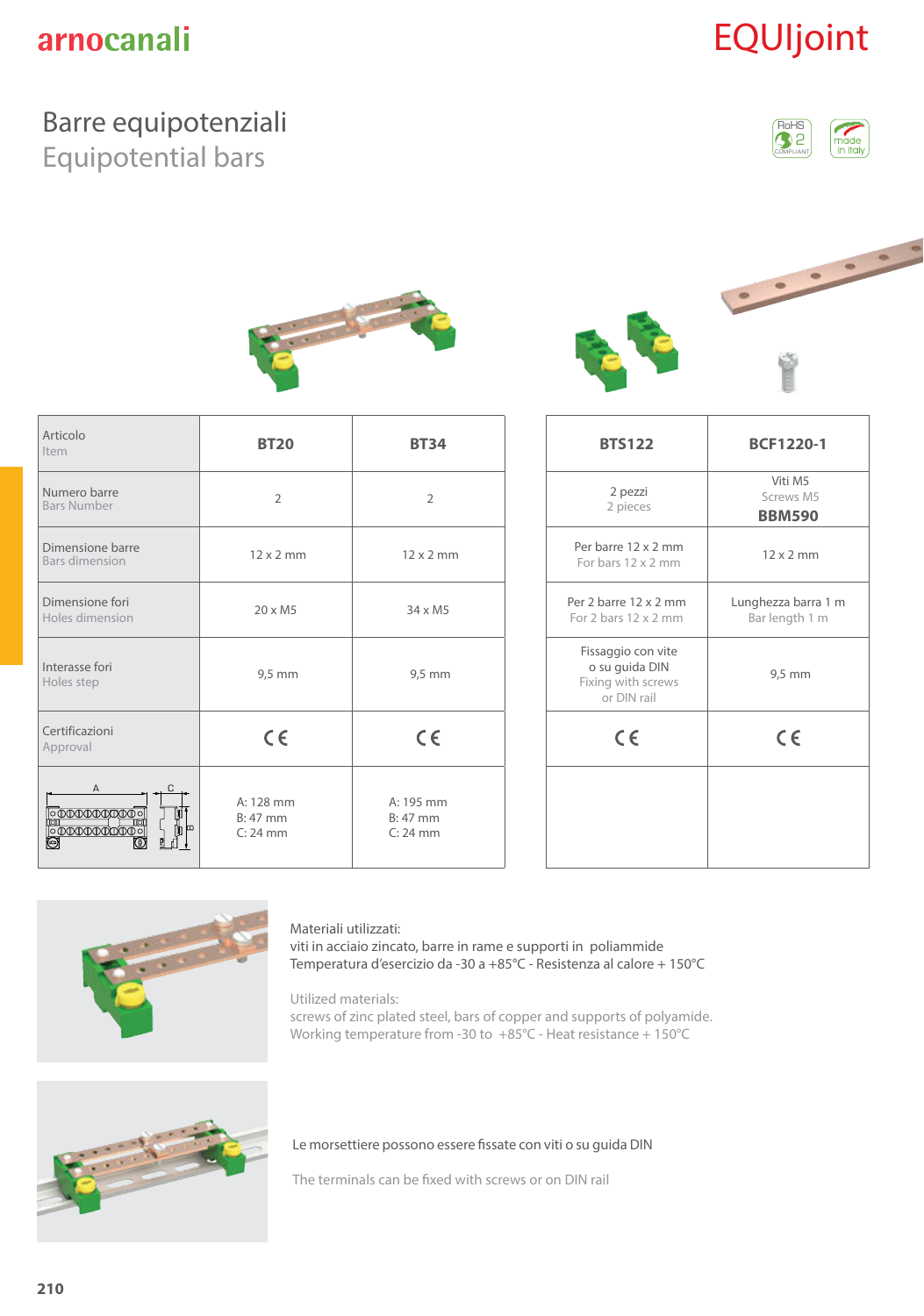arnocanali

# EQUIjoint

## Barre equipotenziali
## Equipotential bars

| Articolo<br>Item | BT20 | BT34 |
|---|---|---|
| Numero barre<br>Bars Number | 2 | 2 |
| Dimensione barre<br>Bars dimension | 12 x 2 mm | 12 x 2 mm |
| Dimensione fori<br>Holes dimension | 20 x M5 | 34 x M5 |
| Interasse fori<br>Holes step | 9,5 mm | 9,5 mm |
| Certificazioni<br>Approval | CE | CE |
| A / B / C | A: 128 mm<br>B: 47 mm<br>C: 24 mm | A: 195 mm<br>B: 47 mm<br>C: 24 mm |

| BTS122 | BCF1220-1 |
|---|---|
| 2 pezzi<br>2 pieces | Viti M5<br>Screws M5<br>**BBM590** |
| Per barre 12 x 2 mm<br>For bars 12 x 2 mm | 12 x 2 mm |
| Per 2 barre 12 x 2 mm<br>For 2 bars 12 x 2 mm | Lunghezza barra 1 m<br>Bar length 1 m |
| Fissaggio con vite o su guida DIN<br>Fixing with screws or DIN rail | 9,5 mm |
| CE | CE |
| | |

Materiali utilizzati:
viti in acciaio zincato, barre in rame e supporti in poliammide
Temperatura d'esercizio da -30 a +85°C - Resistenza al calore + 150°C

Utilized materials:
screws of zinc plated steel, bars of copper and supports of polyamide.
Working temperature from -30 to +85°C - Heat resistance + 150°C

Le morsettiere possono essere fissate con viti o su guida DIN

The terminals can be fixed with screws or on DIN rail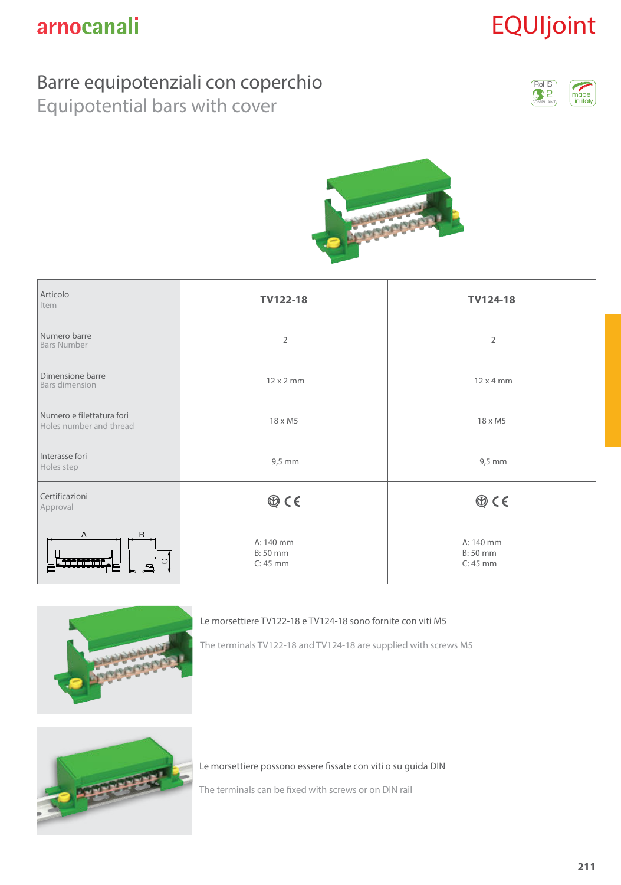# Barre equipotenziali con coperchio

## Equipotential bars with cover

| Articolo<br>Item | TV122-18 | TV124-18 |
|---|---|---|
| Numero barre<br>Bars Number | 2 | 2 |
| Dimensione barre<br>Bars dimension | 12 x 2 mm | 12 x 4 mm |
| Numero e filettatura fori<br>Holes number and thread | 18 x M5 | 18 x M5 |
| Interasse fori<br>Holes step | 9,5 mm | 9,5 mm |
| Certificazioni<br>Approval | CE | CE |
| A B C | A: 140 mm<br>B: 50 mm<br>C: 45 mm | A: 140 mm<br>B: 50 mm<br>C: 45 mm |

Le morsettiere TV122-18 e TV124-18 sono fornite con viti M5

The terminals TV122-18 and TV124-18 are supplied with screws M5

Le morsettiere possono essere fissate con viti o su guida DIN

The terminals can be fixed with screws or on DIN rail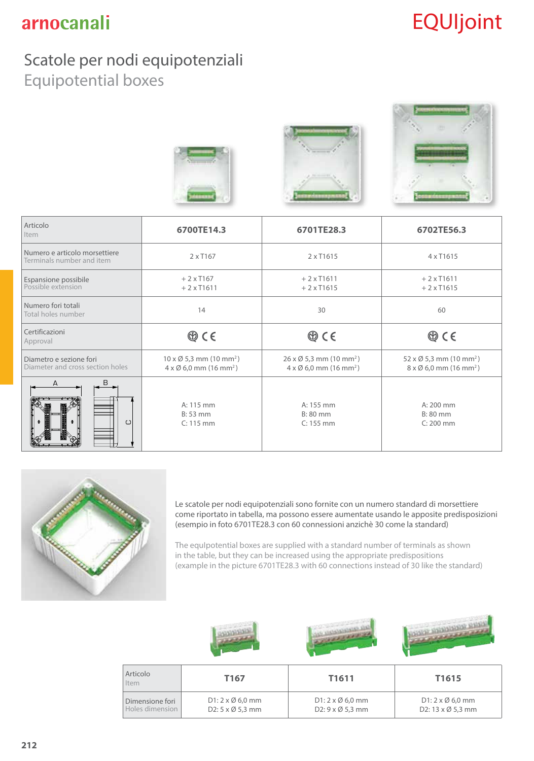arnocanali

# EQUIjoint

## Scatole per nodi equipotenziali
## Equipotential boxes

| Articolo / Item | 6700TE14.3 | 6701TE28.3 | 6702TE56.3 |
|---|---|---|---|
| Numero e articolo morsettiere / Terminals number and item | 2 x T167 | 2 x T1615 | 4 x T1615 |
| Espansione possibile / Possible extension | + 2 x T167<br>+ 2 x T1611 | + 2 x T1611<br>+ 2 x T1615 | + 2 x T1611<br>+ 2 x T1615 |
| Numero fori totali / Total holes number | 14 | 30 | 60 |
| Certificazioni / Approval | CE | CE | CE |
| Diametro e sezione fori / Diameter and cross section holes | 10 x Ø 5,3 mm (10 mm²)<br>4 x Ø 6,0 mm (16 mm²) | 26 x Ø 5,3 mm (10 mm²)<br>4 x Ø 6,0 mm (16 mm²) | 52 x Ø 5,3 mm (10 mm²)<br>8 x Ø 6,0 mm (16 mm²) |
| A / B / C | A: 115 mm<br>B: 53 mm<br>C: 115 mm | A: 155 mm<br>B: 80 mm<br>C: 155 mm | A: 200 mm<br>B: 80 mm<br>C: 200 mm |

Le scatole per nodi equipotenziali sono fornite con un numero standard di morsettiere come riportato in tabella, ma possono essere aumentate usando le apposite predisposizioni (esempio in foto 6701TE28.3 con 60 connessioni anzichè 30 come la standard)

The equlpotential boxes are supplied with a standard number of terminals as shown in the table, but they can be increased using the appropriate predispositions (example in the picture 6701TE28.3 with 60 connections instead of 30 like the standard)

| Articolo / Item | T167 | T1611 | T1615 |
|---|---|---|---|
| Dimensione fori / Holes dimension | D1: 2 x Ø 6,0 mm<br>D2: 5 x Ø 5,3 mm | D1: 2 x Ø 6,0 mm<br>D2: 9 x Ø 5,3 mm | D1: 2 x Ø 6,0 mm<br>D2: 13 x Ø 5,3 mm |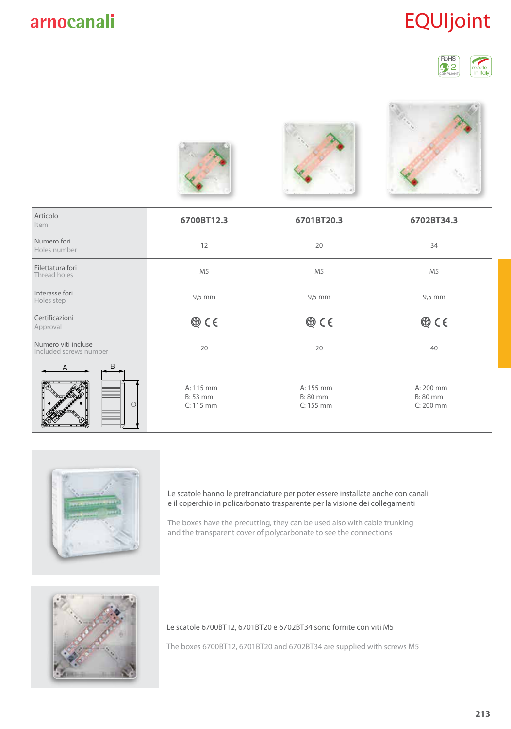arnocanali

# EQUIjoint

| Articolo<br>Item | 6700BT12.3 | 6701BT20.3 | 6702BT34.3 |
|---|---|---|---|
| Numero fori<br>Holes number | 12 | 20 | 34 |
| Filettatura fori<br>Thread holes | M5 | M5 | M5 |
| Interasse fori<br>Holes step | 9,5 mm | 9,5 mm | 9,5 mm |
| Certificazioni<br>Approval | CE | CE | CE |
| Numero viti incluse<br>Included screws number | 20 | 20 | 40 |
| A B C | A: 115 mm<br>B: 53 mm<br>C: 115 mm | A: 155 mm<br>B: 80 mm<br>C: 155 mm | A: 200 mm<br>B: 80 mm<br>C: 200 mm |

Le scatole hanno le pretranciature per poter essere installate anche con canali e il coperchio in policarbonato trasparente per la visione dei collegamenti

The boxes have the precutting, they can be used also with cable trunking and the transparent cover of polycarbonate to see the connections

Le scatole 6700BT12, 6701BT20 e 6702BT34 sono fornite con viti M5

The boxes 6700BT12, 6701BT20 and 6702BT34 are supplied with screws M5